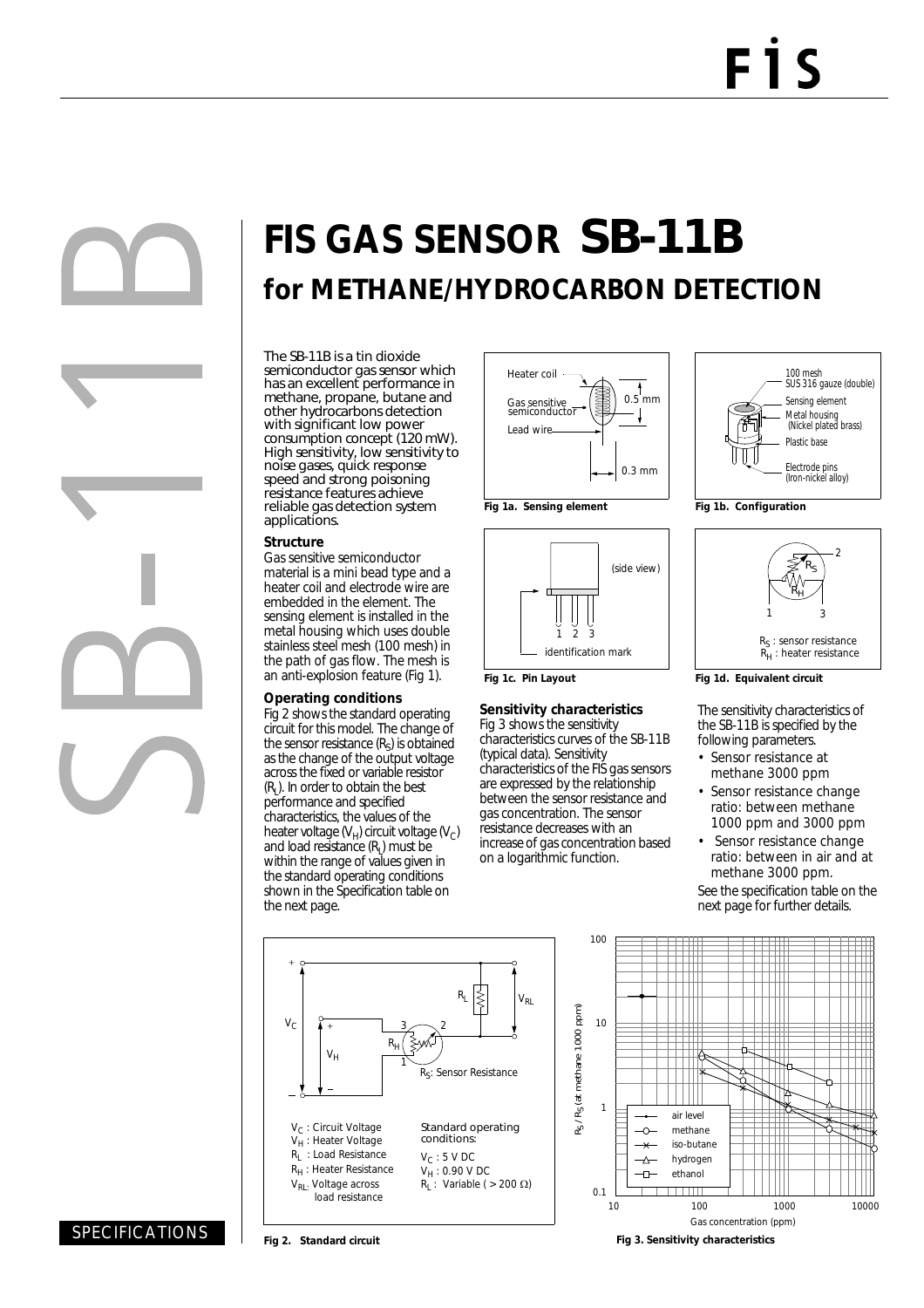# FIS GAS SENSOR SB-11B

## for METHANE/HYDROCARBON DETECTION

The SB-11B is a tin dioxide semiconductor gas sensor which has an excellent performance in methane, propane, butane and other hydrocarbons detection with significant low power consumption concept (120 mW). High sensitivity, low sensitivity to noise gases, quick response speed and strong poisoning resistance features achieve reliable gas detection system applications.

### Structure

Gas sensitive semiconductor material is a mini bead type and a heater coil and electrode wire are embedded in the element. The sensing element is installed in the metal housing which uses double stainless steel mesh (100 mesh) in the path of gas flow. The mesh is an anti-explosion feature (Fig 1).

### Operating conditions

Fig 2 shows the standard operating circuit for this model. The change of the sensor resistance ($R_S$) is obtained as the change of the output voltage across the fixed or variable resistor ($R_L$). In order to obtain the best performance and specified characteristics, the values of the heater voltage ($V_H$) circuit voltage ($V_C$) and load resistance ($R_L$) must be within the range of values given in the standard operating conditions shown in the Specification table on the next page.

Heater coil · Gas sensitive semiconductor · Lead wire · 0.5 mm · 0.3 mm

**Fig 1a. Sensing element**

100 mesh SUS 316 gauze (double) · Sensing element · Metal housing (Nickel plated brass) · Plastic base · Electrode pins (Iron-nickel alloy)

**Fig 1b. Configuration**

(side view) · 1 2 3 · identification mark

**Fig 1c. Pin Layout**

$R_S$ : sensor resistance
$R_H$ : heater resistance

**Fig 1d. Equivalent circuit**

### Sensitivity characteristics

Fig 3 shows the sensitivity characteristics curves of the SB-11B (typical data). Sensitivity characteristics of the FIS gas sensors are expressed by the relationship between the sensor resistance and gas concentration. The sensor resistance decreases with an increase of gas concentration based on a logarithmic function.

The sensitivity characteristics of the SB-11B is specified by the following parameters.

- Sensor resistance at methane 3000 ppm
- Sensor resistance change ratio: between methane 1000 ppm and 3000 ppm
- Sensor resistance change ratio: between in air and at methane 3000 ppm.

See the specification table on the next page for further details.

$V_C$ : Circuit Voltage
$V_H$ : Heater Voltage
$R_L$ : Load Resistance
$R_H$ : Heater Resistance
$V_{RL}$ : Voltage across load resistance

Standard operating conditions:
$V_C$ : 5 V DC
$V_H$ : 0.90 V DC
$R_L$ : Variable ( > 200 Ω)

**Fig 2. Standard circuit**

$R_S$ / $R_S$ (at methane 1000 ppm) vs. Gas concentration (ppm) — air level, methane, iso-butane, hydrogen, ethanol

**Fig 3. Sensitivity characteristics**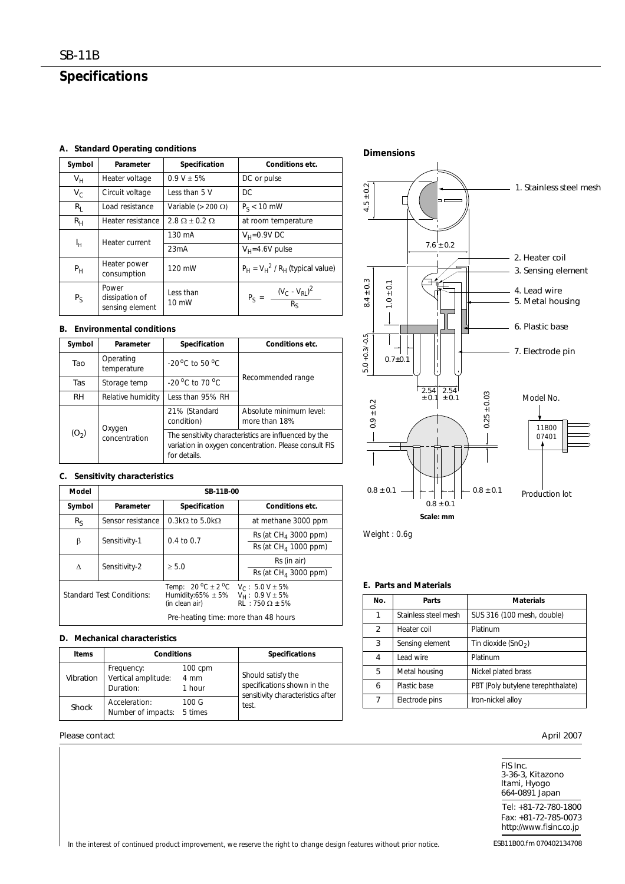# SB-11B

## Specifications

### A. Standard Operating conditions

| Symbol | Parameter | Specification | Conditions etc. |
|---|---|---|---|
| $V_H$ | Heater voltage | 0.9 V ± 5% | DC or pulse |
| $V_C$ | Circuit voltage | Less than 5 V | DC |
| $R_L$ | Load resistance | Variable (> 200 Ω) | $P_S$ < 10 mW |
| $R_H$ | Heater resistance | 2.8 Ω ± 0.2 Ω | at room temperature |
| $I_H$ | Heater current | 130 mA | $V_H$=0.9V DC |
| | | 23mA | $V_H$=4.6V pulse |
| $P_H$ | Heater power consumption | 120 mW | $P_H = V_H^2 / R_H$ (typical value) |
| $P_S$ | Power dissipation of sensing element | Less than 10 mW | $P_S = \frac{(V_C - V_{RL})^2}{R_S}$ |

### B. Environmental conditions

| Symbol | Parameter | Specification | Conditions etc. |
|---|---|---|---|
| Tao | Operating temperature | -20 °C to 50 °C | Recommended range |
| Tas | Storage temp | -20 °C to 70 °C | |
| RH | Relative humidity | Less than 95% RH | |
| $(O_2)$ | Oxygen concentration | 21% (Standard condition) | Absolute minimum level: more than 18% |
| | | The sensitivity characteristics are influenced by the variation in oxygen concentration. Please consult FIS for details. | |

### C. Sensitivity characteristics

| Model | SB-11B-00 | | |
|---|---|---|---|
| Symbol | Parameter | Specification | Conditions etc. |
| $R_S$ | Sensor resistance | 0.3kΩ to 5.0kΩ | at methane 3000 ppm |
| β | Sensitivity-1 | 0.4 to 0.7 | Rs (at $CH_4$ 3000 ppm) / Rs (at $CH_4$ 1000 ppm) |
| Δ | Sensitivity-2 | ≥ 5.0 | Rs (in air) / Rs (at $CH_4$ 3000 ppm) |
| Standard Test Conditions: | Temp: 20 °C ± 2 °C; Humidity:65% ± 5%; (in clean air) | $V_C$ : 5.0 V ± 5%; $V_H$ : 0.9 V ± 5%; RL : 750 Ω ± 5% | |
| | Pre-heating time: more than 48 hours | | |

### D. Mechanical characteristics

| Items | Conditions | Specifications |
|---|---|---|
| Vibration | Frequency: 100 cpm; Vertical amplitude: 4 mm; Duration: 1 hour | Should satisfy the specifications shown in the sensitivity characteristics after test. |
| Shock | Acceleration: 100 G; Number of impacts: 5 times | |

### Dimensions

4.5 ±0.2
7.6 ±0.2
8.4 ±0.3
1.0 ±0.1
5.0 +0.3/-0.5
0.7±0.1
2.54 ±0.1
2.54 ±0.1
0.9 ±0.2
0.25 ±0.03
0.8 ±0.1
0.8 ±0.1
0.8 ±0.1
Scale: mm

1. Stainless steel mesh
2. Heater coil
3. Sensing element
4. Lead wire
5. Metal housing
6. Plastic base
7. Electrode pin

Model No.
11B00
07401
Production lot

Weight : 0.6g

### E. Parts and Materials

| No. | Parts | Materials |
|---|---|---|
| 1 | Stainless steel mesh | SUS 316 (100 mesh, double) |
| 2 | Heater coil | Platinum |
| 3 | Sensing element | Tin dioxide ($SnO_2$) |
| 4 | Lead wire | Platinum |
| 5 | Metal housing | Nickel plated brass |
| 6 | Plastic base | PBT (Poly butylene terephthalate) |
| 7 | Electrode pins | Iron-nickel alloy |

Please contact

April 2007

FIS Inc.
3-36-3, Kitazono
Itami, Hyogo
664-0891 Japan

Tel: +81-72-780-1800
Fax: +81-72-785-0073
http://www.fisinc.co.jp

In the interest of continued product improvement, we reserve the right to change design features without prior notice.

ESB11B00.fm 070402134708